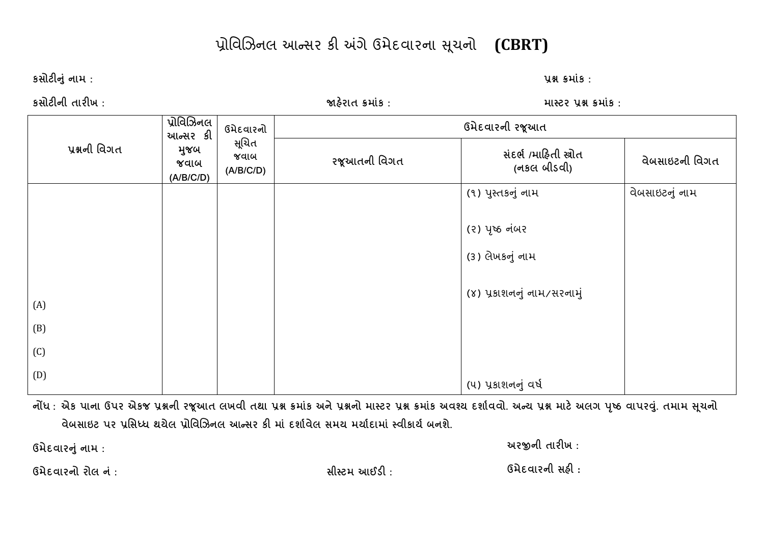# પ્રોવિઝિનલ આન્સર કી અંગે ઉમેદવારના સૂચનો **(CBRT)**

**કસોટીનું નામ :** **પ્રશ્ન ક્રમાંક :**

**કસોટીની તારીખ :** **જાહેરાત ક્રમાંક :** **માસ્ટર પ્રશ્ન ક્રમાંક :**

| પ્રશ્નની વિગત | પ્રોવિઝિનલ આન્સર કી મુજબ જવાબ (A/B/C/D) | ઉમેદવારનો સૂચિત જવાબ (A/B/C/D) | ઉમેદવારની રજૂઆત | | |
|---|---|---|---|---|---|
| | | | રજૂઆતની વિગત | સંદર્ભ /માહિતી સ્ત્રોત (નકલ બીડવી) | વેબસાઇટની વિગત |
| (A)<br>(B)<br>(C)<br>(D) | | | | (૧) પુસ્તકનું નામ<br>(૨) પૃષ્ઠ નંબર<br>(૩) લેખકનું નામ<br>(૪) પ્રકાશનનું નામ/સરનામું<br>(૫) પ્રકાશનનું વર્ષ | વેબસાઇટનું નામ |

**નોંધ : એક પાના ઉપર એકજ પ્રશ્નની રજૂઆત લખવી તથા પ્રશ્ન ક્રમાંક અને પ્રશ્નનો માસ્ટર પ્રશ્ન ક્રમાંક અવશ્ય દર્શાવવો. અન્ય પ્રશ્ન માટે અલગ પૃષ્ઠ વાપરવું. તમામ સૂચનો વેબસાઇટ પર પ્રસિધ્ધ થયેલ પ્રોવિઝિનલ આન્સર કી માં દર્શાવેલ સમય મર્યાદામાં સ્વીકાર્ય બનશે.**

**ઉમેદવારનું નામ :** **અરજીની તારીખ :**

**ઉમેદવારનો રોલ નં :** **સીસ્ટમ આઈડી :** **ઉમેદવારની સહી :**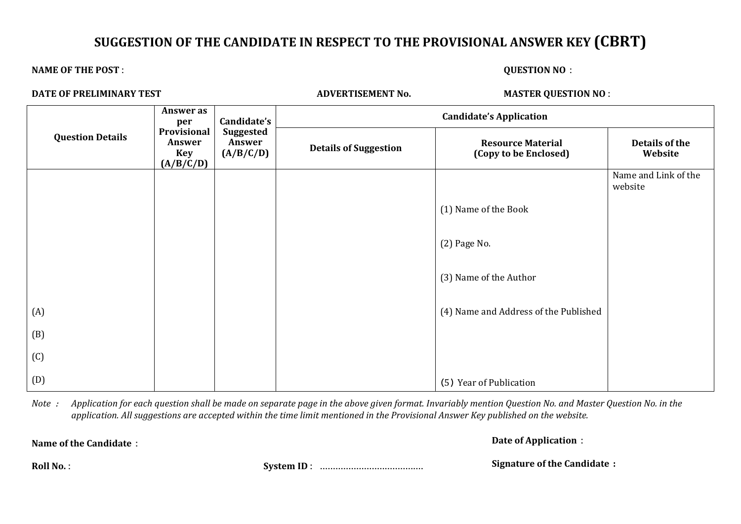# SUGGESTION OF THE CANDIDATE IN RESPECT TO THE PROVISIONAL ANSWER KEY (CBRT)

**NAME OF THE POST** : **QUESTION NO** :

**DATE OF PRELIMINARY TEST** **ADVERTISEMENT No.** **MASTER QUESTION NO** :

| Question Details | Answer as per Provisional Answer Key (A/B/C/D) | Candidate's Suggested Answer (A/B/C/D) | Candidate's Application | | |
|---|---|---|---|---|---|
| | | | Details of Suggestion | Resource Material (Copy to be Enclosed) | Details of the Website |
| (A)<br>(B)<br>(C)<br>(D) | | | | (1) Name of the Book<br>(2) Page No.<br>(3) Name of the Author<br>(4) Name and Address of the Published<br>(5) Year of Publication | Name and Link of the website |

*Note : Application for each question shall be made on separate page in the above given format. Invariably mention Question No. and Master Question No. in the application. All suggestions are accepted within the time limit mentioned in the Provisional Answer Key published on the website.*

**Name of the Candidate** :

**Date of Application** :

**Roll No.** :

**System ID** : ……………………………………

**Signature of the Candidate** :